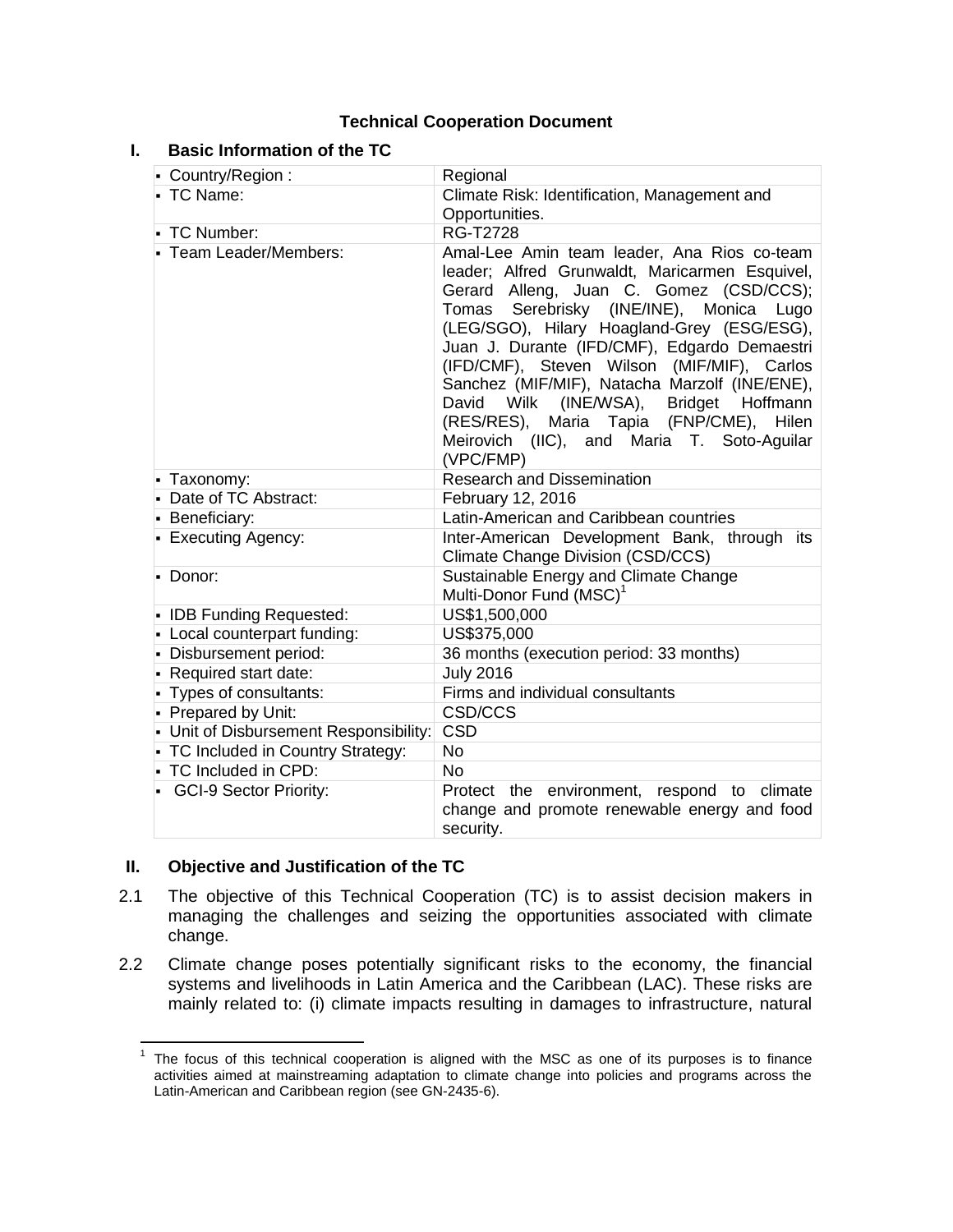# Technical Cooperation Document

## I. Basic Information of the TC

| | |
|---|---|
| ▪ Country/Region : | Regional |
| ▪ TC Name: | Climate Risk: Identification, Management and Opportunities. |
| ▪ TC Number: | RG-T2728 |
| ▪ Team Leader/Members: | Amal-Lee Amin team leader, Ana Rios co-team leader; Alfred Grunwaldt, Maricarmen Esquivel, Gerard Alleng, Juan C. Gomez (CSD/CCS); Tomas Serebrisky (INE/INE), Monica Lugo (LEG/SGO), Hilary Hoagland-Grey (ESG/ESG), Juan J. Durante (IFD/CMF), Edgardo Demaestri (IFD/CMF), Steven Wilson (MIF/MIF), Carlos Sanchez (MIF/MIF), Natacha Marzolf (INE/ENE), David Wilk (INE/WSA), Bridget Hoffmann (RES/RES), Maria Tapia (FNP/CME), Hilen Meirovich (IIC), and Maria T. Soto-Aguilar (VPC/FMP) |
| ▪ Taxonomy: | Research and Dissemination |
| ▪ Date of TC Abstract: | February 12, 2016 |
| ▪ Beneficiary: | Latin-American and Caribbean countries |
| ▪ Executing Agency: | Inter-American Development Bank, through its Climate Change Division (CSD/CCS) |
| ▪ Donor: | Sustainable Energy and Climate Change Multi-Donor Fund (MSC)[1] |
| ▪ IDB Funding Requested: | US$1,500,000 |
| ▪ Local counterpart funding: | US$375,000 |
| ▪ Disbursement period: | 36 months (execution period: 33 months) |
| ▪ Required start date: | July 2016 |
| ▪ Types of consultants: | Firms and individual consultants |
| ▪ Prepared by Unit: | CSD/CCS |
| ▪ Unit of Disbursement Responsibility: | CSD |
| ▪ TC Included in Country Strategy: | No |
| ▪ TC Included in CPD: | No |
| ▪ GCI-9 Sector Priority: | Protect the environment, respond to climate change and promote renewable energy and food security. |

## II. Objective and Justification of the TC

2.1 The objective of this Technical Cooperation (TC) is to assist decision makers in managing the challenges and seizing the opportunities associated with climate change.

2.2 Climate change poses potentially significant risks to the economy, the financial systems and livelihoods in Latin America and the Caribbean (LAC). These risks are mainly related to: (i) climate impacts resulting in damages to infrastructure, natural

[1] The focus of this technical cooperation is aligned with the MSC as one of its purposes is to finance activities aimed at mainstreaming adaptation to climate change into policies and programs across the Latin-American and Caribbean region (see GN-2435-6).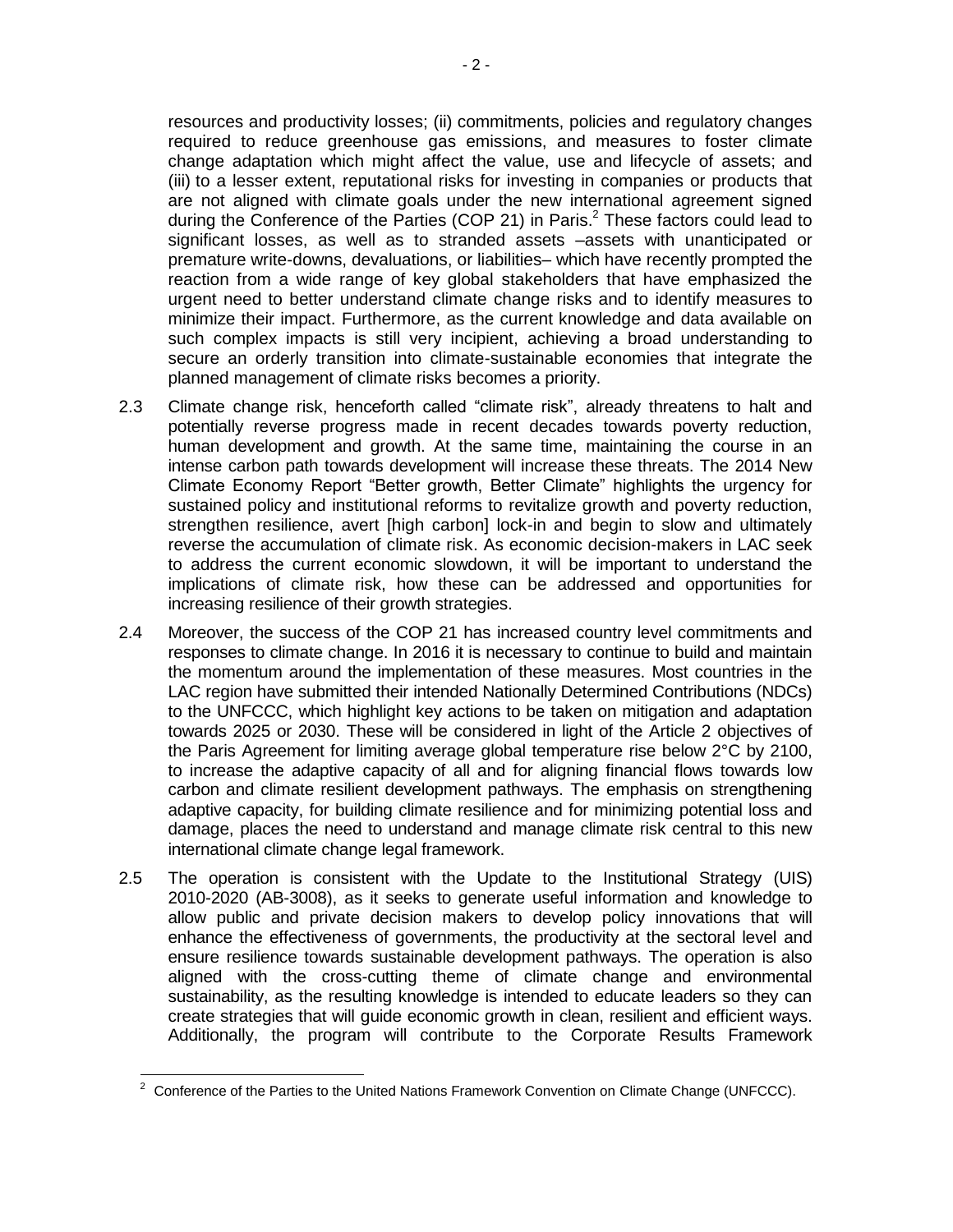resources and productivity losses; (ii) commitments, policies and regulatory changes required to reduce greenhouse gas emissions, and measures to foster climate change adaptation which might affect the value, use and lifecycle of assets; and (iii) to a lesser extent, reputational risks for investing in companies or products that are not aligned with climate goals under the new international agreement signed during the Conference of the Parties (COP 21) in Paris.[2] These factors could lead to significant losses, as well as to stranded assets –assets with unanticipated or premature write-downs, devaluations, or liabilities– which have recently prompted the reaction from a wide range of key global stakeholders that have emphasized the urgent need to better understand climate change risks and to identify measures to minimize their impact. Furthermore, as the current knowledge and data available on such complex impacts is still very incipient, achieving a broad understanding to secure an orderly transition into climate-sustainable economies that integrate the planned management of climate risks becomes a priority.

2.3 Climate change risk, henceforth called "climate risk", already threatens to halt and potentially reverse progress made in recent decades towards poverty reduction, human development and growth. At the same time, maintaining the course in an intense carbon path towards development will increase these threats. The 2014 New Climate Economy Report "Better growth, Better Climate" highlights the urgency for sustained policy and institutional reforms to revitalize growth and poverty reduction, strengthen resilience, avert [high carbon] lock-in and begin to slow and ultimately reverse the accumulation of climate risk. As economic decision-makers in LAC seek to address the current economic slowdown, it will be important to understand the implications of climate risk, how these can be addressed and opportunities for increasing resilience of their growth strategies.

2.4 Moreover, the success of the COP 21 has increased country level commitments and responses to climate change. In 2016 it is necessary to continue to build and maintain the momentum around the implementation of these measures. Most countries in the LAC region have submitted their intended Nationally Determined Contributions (NDCs) to the UNFCCC, which highlight key actions to be taken on mitigation and adaptation towards 2025 or 2030. These will be considered in light of the Article 2 objectives of the Paris Agreement for limiting average global temperature rise below 2°C by 2100, to increase the adaptive capacity of all and for aligning financial flows towards low carbon and climate resilient development pathways. The emphasis on strengthening adaptive capacity, for building climate resilience and for minimizing potential loss and damage, places the need to understand and manage climate risk central to this new international climate change legal framework.

2.5 The operation is consistent with the Update to the Institutional Strategy (UIS) 2010-2020 (AB-3008), as it seeks to generate useful information and knowledge to allow public and private decision makers to develop policy innovations that will enhance the effectiveness of governments, the productivity at the sectoral level and ensure resilience towards sustainable development pathways. The operation is also aligned with the cross-cutting theme of climate change and environmental sustainability, as the resulting knowledge is intended to educate leaders so they can create strategies that will guide economic growth in clean, resilient and efficient ways. Additionally, the program will contribute to the Corporate Results Framework

[2] Conference of the Parties to the United Nations Framework Convention on Climate Change (UNFCCC).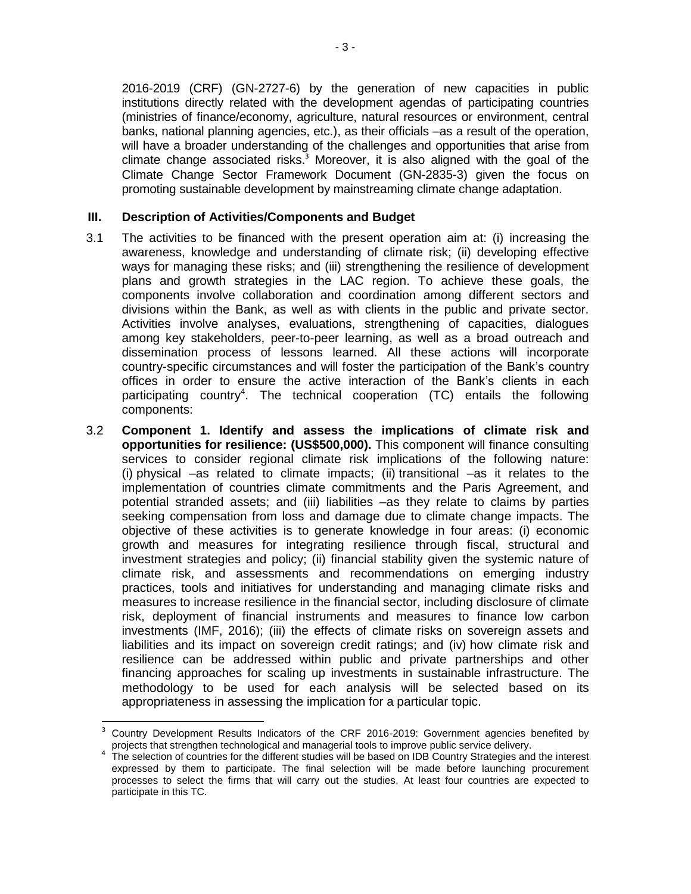2016-2019 (CRF) (GN-2727-6) by the generation of new capacities in public institutions directly related with the development agendas of participating countries (ministries of finance/economy, agriculture, natural resources or environment, central banks, national planning agencies, etc.), as their officials –as a result of the operation, will have a broader understanding of the challenges and opportunities that arise from climate change associated risks.[3] Moreover, it is also aligned with the goal of the Climate Change Sector Framework Document (GN-2835-3) given the focus on promoting sustainable development by mainstreaming climate change adaptation.

## III. Description of Activities/Components and Budget

3.1 The activities to be financed with the present operation aim at: (i) increasing the awareness, knowledge and understanding of climate risk; (ii) developing effective ways for managing these risks; and (iii) strengthening the resilience of development plans and growth strategies in the LAC region. To achieve these goals, the components involve collaboration and coordination among different sectors and divisions within the Bank, as well as with clients in the public and private sector. Activities involve analyses, evaluations, strengthening of capacities, dialogues among key stakeholders, peer-to-peer learning, as well as a broad outreach and dissemination process of lessons learned. All these actions will incorporate country-specific circumstances and will foster the participation of the Bank's country offices in order to ensure the active interaction of the Bank's clients in each participating country[4]. The technical cooperation (TC) entails the following components:

3.2 **Component 1. Identify and assess the implications of climate risk and opportunities for resilience: (US$500,000).** This component will finance consulting services to consider regional climate risk implications of the following nature: (i) physical –as related to climate impacts; (ii) transitional –as it relates to the implementation of countries climate commitments and the Paris Agreement, and potential stranded assets; and (iii) liabilities –as they relate to claims by parties seeking compensation from loss and damage due to climate change impacts. The objective of these activities is to generate knowledge in four areas: (i) economic growth and measures for integrating resilience through fiscal, structural and investment strategies and policy; (ii) financial stability given the systemic nature of climate risk, and assessments and recommendations on emerging industry practices, tools and initiatives for understanding and managing climate risks and measures to increase resilience in the financial sector, including disclosure of climate risk, deployment of financial instruments and measures to finance low carbon investments (IMF, 2016); (iii) the effects of climate risks on sovereign assets and liabilities and its impact on sovereign credit ratings; and (iv) how climate risk and resilience can be addressed within public and private partnerships and other financing approaches for scaling up investments in sustainable infrastructure. The methodology to be used for each analysis will be selected based on its appropriateness in assessing the implication for a particular topic.

[3] Country Development Results Indicators of the CRF 2016-2019: Government agencies benefited by projects that strengthen technological and managerial tools to improve public service delivery.

[4] The selection of countries for the different studies will be based on IDB Country Strategies and the interest expressed by them to participate. The final selection will be made before launching procurement processes to select the firms that will carry out the studies. At least four countries are expected to participate in this TC.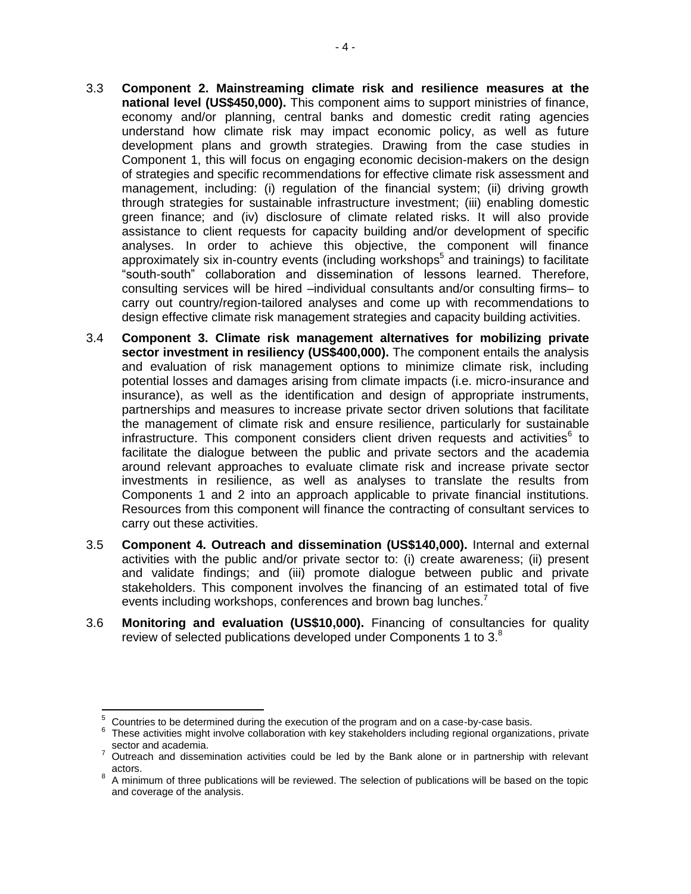3.3 **Component 2. Mainstreaming climate risk and resilience measures at the national level (US$450,000).** This component aims to support ministries of finance, economy and/or planning, central banks and domestic credit rating agencies understand how climate risk may impact economic policy, as well as future development plans and growth strategies. Drawing from the case studies in Component 1, this will focus on engaging economic decision-makers on the design of strategies and specific recommendations for effective climate risk assessment and management, including: (i) regulation of the financial system; (ii) driving growth through strategies for sustainable infrastructure investment; (iii) enabling domestic green finance; and (iv) disclosure of climate related risks. It will also provide assistance to client requests for capacity building and/or development of specific analyses. In order to achieve this objective, the component will finance approximately six in-country events (including workshops[5] and trainings) to facilitate "south-south" collaboration and dissemination of lessons learned. Therefore, consulting services will be hired –individual consultants and/or consulting firms– to carry out country/region-tailored analyses and come up with recommendations to design effective climate risk management strategies and capacity building activities.

3.4 **Component 3. Climate risk management alternatives for mobilizing private sector investment in resiliency (US$400,000).** The component entails the analysis and evaluation of risk management options to minimize climate risk, including potential losses and damages arising from climate impacts (i.e. micro-insurance and insurance), as well as the identification and design of appropriate instruments, partnerships and measures to increase private sector driven solutions that facilitate the management of climate risk and ensure resilience, particularly for sustainable infrastructure. This component considers client driven requests and activities[6] to facilitate the dialogue between the public and private sectors and the academia around relevant approaches to evaluate climate risk and increase private sector investments in resilience, as well as analyses to translate the results from Components 1 and 2 into an approach applicable to private financial institutions. Resources from this component will finance the contracting of consultant services to carry out these activities.

3.5 **Component 4. Outreach and dissemination (US$140,000).** Internal and external activities with the public and/or private sector to: (i) create awareness; (ii) present and validate findings; and (iii) promote dialogue between public and private stakeholders. This component involves the financing of an estimated total of five events including workshops, conferences and brown bag lunches.[7]

3.6 **Monitoring and evaluation (US$10,000).** Financing of consultancies for quality review of selected publications developed under Components 1 to 3.[8]

---

[5] Countries to be determined during the execution of the program and on a case-by-case basis.

[6] These activities might involve collaboration with key stakeholders including regional organizations, private sector and academia.

[7] Outreach and dissemination activities could be led by the Bank alone or in partnership with relevant actors.

[8] A minimum of three publications will be reviewed. The selection of publications will be based on the topic and coverage of the analysis.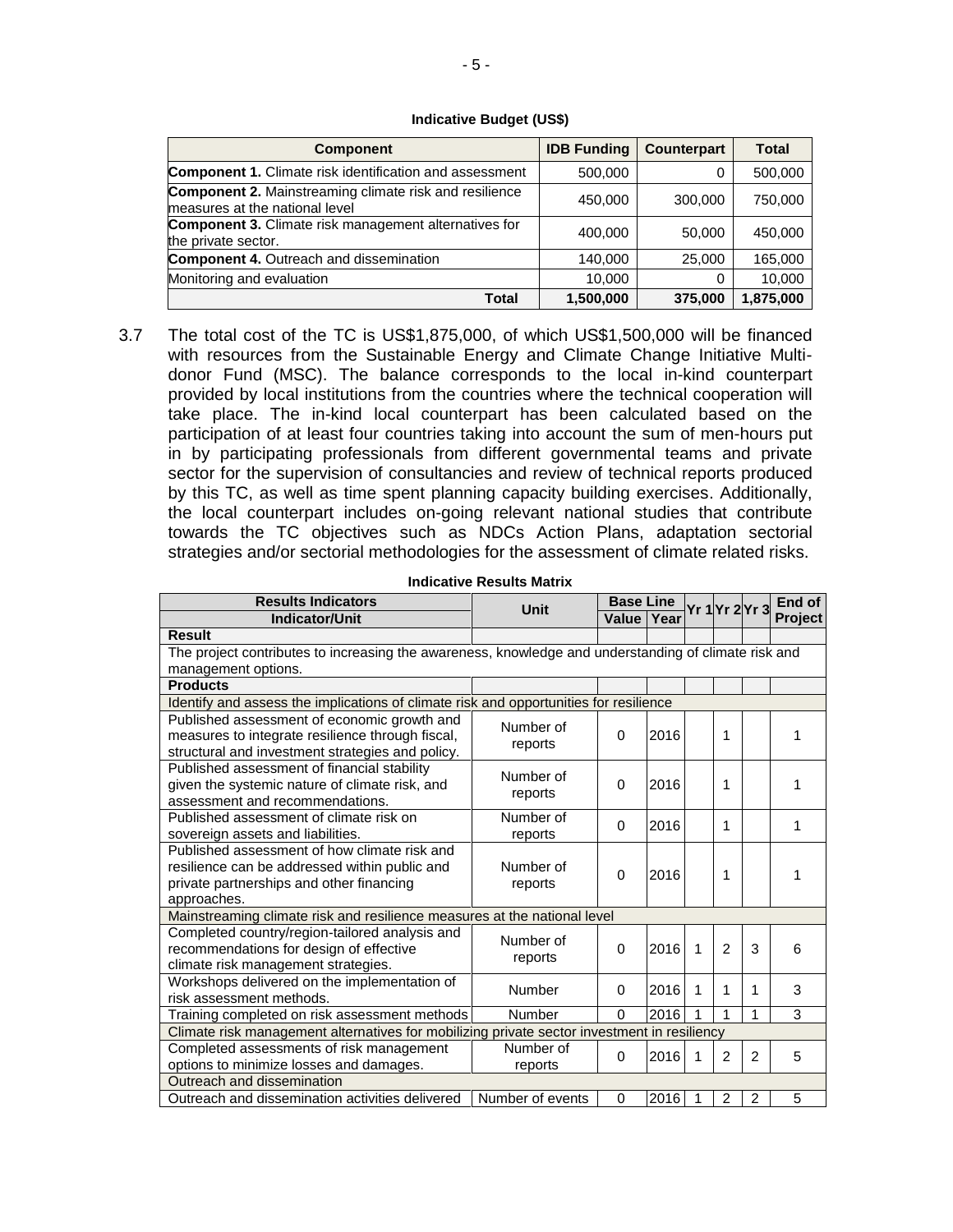**Indicative Budget (US$)**

| Component | IDB Funding | Counterpart | Total |
|---|---|---|---|
| **Component 1.** Climate risk identification and assessment | 500,000 | 0 | 500,000 |
| **Component 2.** Mainstreaming climate risk and resilience measures at the national level | 450,000 | 300,000 | 750,000 |
| **Component 3.** Climate risk management alternatives for the private sector. | 400,000 | 50,000 | 450,000 |
| **Component 4.** Outreach and dissemination | 140,000 | 25,000 | 165,000 |
| Monitoring and evaluation | 10,000 | 0 | 10,000 |
| **Total** | **1,500,000** | **375,000** | **1,875,000** |

3.7 The total cost of the TC is US$1,875,000, of which US$1,500,000 will be financed with resources from the Sustainable Energy and Climate Change Initiative Multi-donor Fund (MSC). The balance corresponds to the local in-kind counterpart provided by local institutions from the countries where the technical cooperation will take place. The in-kind local counterpart has been calculated based on the participation of at least four countries taking into account the sum of men-hours put in by participating professionals from different governmental teams and private sector for the supervision of consultancies and review of technical reports produced by this TC, as well as time spent planning capacity building exercises. Additionally, the local counterpart includes on-going relevant national studies that contribute towards the TC objectives such as NDCs Action Plans, adaptation sectorial strategies and/or sectorial methodologies for the assessment of climate related risks.

**Indicative Results Matrix**

| Results Indicators | Unit | Base Line | | Yr 1 | Yr 2 | Yr 3 | End of Project |
|---|---|---|---|---|---|---|---|
| **Indicator/Unit** | | **Value** | **Year** | | | | |
| **Result** | | | | | | | |
| The project contributes to increasing the awareness, knowledge and understanding of climate risk and management options. | | | | | | | |
| **Products** | | | | | | | |
| Identify and assess the implications of climate risk and opportunities for resilience | | | | | | | |
| Published assessment of economic growth and measures to integrate resilience through fiscal, structural and investment strategies and policy. | Number of reports | 0 | 2016 | | 1 | | 1 |
| Published assessment of financial stability given the systemic nature of climate risk, and assessment and recommendations. | Number of reports | 0 | 2016 | | 1 | | 1 |
| Published assessment of climate risk on sovereign assets and liabilities. | Number of reports | 0 | 2016 | | 1 | | 1 |
| Published assessment of how climate risk and resilience can be addressed within public and private partnerships and other financing approaches. | Number of reports | 0 | 2016 | | 1 | | 1 |
| Mainstreaming climate risk and resilience measures at the national level | | | | | | | |
| Completed country/region-tailored analysis and recommendations for design of effective climate risk management strategies. | Number of reports | 0 | 2016 | 1 | 2 | 3 | 6 |
| Workshops delivered on the implementation of risk assessment methods. | Number | 0 | 2016 | 1 | 1 | 1 | 3 |
| Training completed on risk assessment methods | Number | 0 | 2016 | 1 | 1 | 1 | 3 |
| Climate risk management alternatives for mobilizing private sector investment in resiliency | | | | | | | |
| Completed assessments of risk management options to minimize losses and damages. | Number of reports | 0 | 2016 | 1 | 2 | 2 | 5 |
| Outreach and dissemination | | | | | | | |
| Outreach and dissemination activities delivered | Number of events | 0 | 2016 | 1 | 2 | 2 | 5 |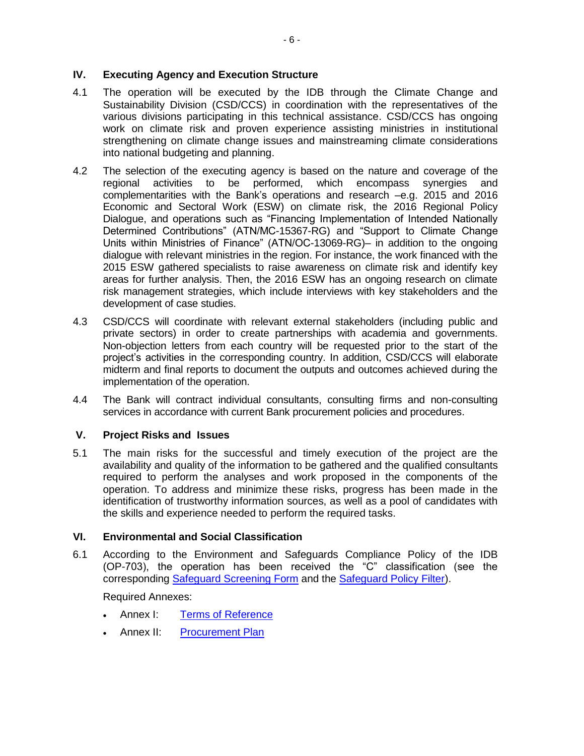## IV. Executing Agency and Execution Structure

4.1 The operation will be executed by the IDB through the Climate Change and Sustainability Division (CSD/CCS) in coordination with the representatives of the various divisions participating in this technical assistance. CSD/CCS has ongoing work on climate risk and proven experience assisting ministries in institutional strengthening on climate change issues and mainstreaming climate considerations into national budgeting and planning.

4.2 The selection of the executing agency is based on the nature and coverage of the regional activities to be performed, which encompass synergies and complementarities with the Bank's operations and research –e.g. 2015 and 2016 Economic and Sectoral Work (ESW) on climate risk, the 2016 Regional Policy Dialogue, and operations such as "Financing Implementation of Intended Nationally Determined Contributions" (ATN/MC-15367-RG) and "Support to Climate Change Units within Ministries of Finance" (ATN/OC-13069-RG)– in addition to the ongoing dialogue with relevant ministries in the region. For instance, the work financed with the 2015 ESW gathered specialists to raise awareness on climate risk and identify key areas for further analysis. Then, the 2016 ESW has an ongoing research on climate risk management strategies, which include interviews with key stakeholders and the development of case studies.

4.3 CSD/CCS will coordinate with relevant external stakeholders (including public and private sectors) in order to create partnerships with academia and governments. Non-objection letters from each country will be requested prior to the start of the project's activities in the corresponding country. In addition, CSD/CCS will elaborate midterm and final reports to document the outputs and outcomes achieved during the implementation of the operation.

4.4 The Bank will contract individual consultants, consulting firms and non-consulting services in accordance with current Bank procurement policies and procedures.

## V. Project Risks and Issues

5.1 The main risks for the successful and timely execution of the project are the availability and quality of the information to be gathered and the qualified consultants required to perform the analyses and work proposed in the components of the operation. To address and minimize these risks, progress has been made in the identification of trustworthy information sources, as well as a pool of candidates with the skills and experience needed to perform the required tasks.

## VI. Environmental and Social Classification

6.1 According to the Environment and Safeguards Compliance Policy of the IDB (OP-703), the operation has been received the "C" classification (see the corresponding Safeguard Screening Form and the Safeguard Policy Filter).

Required Annexes:

- Annex I: Terms of Reference
- Annex II: Procurement Plan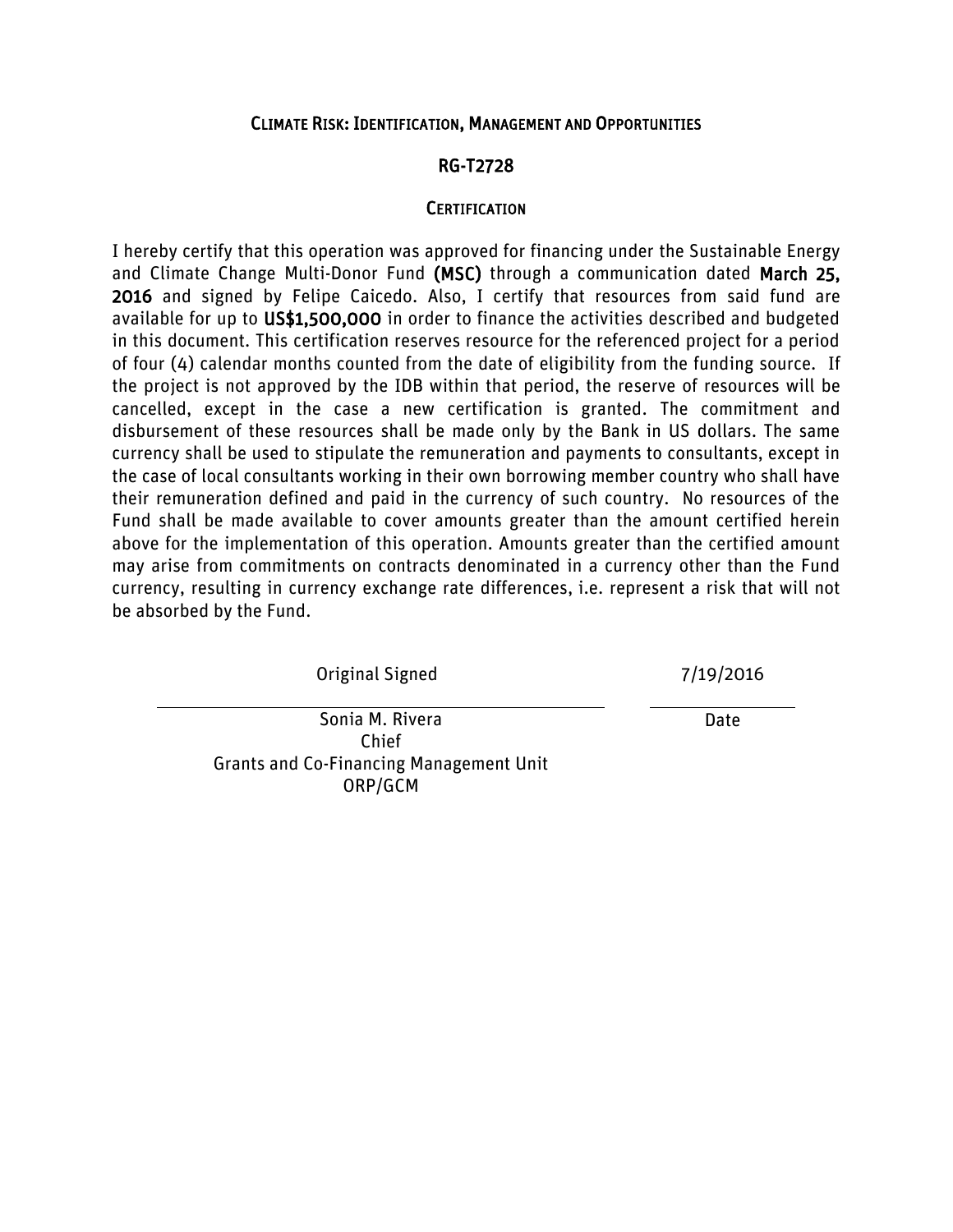## CLIMATE RISK: IDENTIFICATION, MANAGEMENT AND OPPORTUNITIES

## RG-T2728

### CERTIFICATION

I hereby certify that this operation was approved for financing under the Sustainable Energy and Climate Change Multi-Donor Fund (MSC) through a communication dated March 25, 2016 and signed by Felipe Caicedo. Also, I certify that resources from said fund are available for up to US$1,500,000 in order to finance the activities described and budgeted in this document. This certification reserves resource for the referenced project for a period of four (4) calendar months counted from the date of eligibility from the funding source. If the project is not approved by the IDB within that period, the reserve of resources will be cancelled, except in the case a new certification is granted. The commitment and disbursement of these resources shall be made only by the Bank in US dollars. The same currency shall be used to stipulate the remuneration and payments to consultants, except in the case of local consultants working in their own borrowing member country who shall have their remuneration defined and paid in the currency of such country. No resources of the Fund shall be made available to cover amounts greater than the amount certified herein above for the implementation of this operation. Amounts greater than the certified amount may arise from commitments on contracts denominated in a currency other than the Fund currency, resulting in currency exchange rate differences, i.e. represent a risk that will not be absorbed by the Fund.

Original Signed

Sonia M. Rivera
Chief
Grants and Co-Financing Management Unit
ORP/GCM

7/19/2016

Date